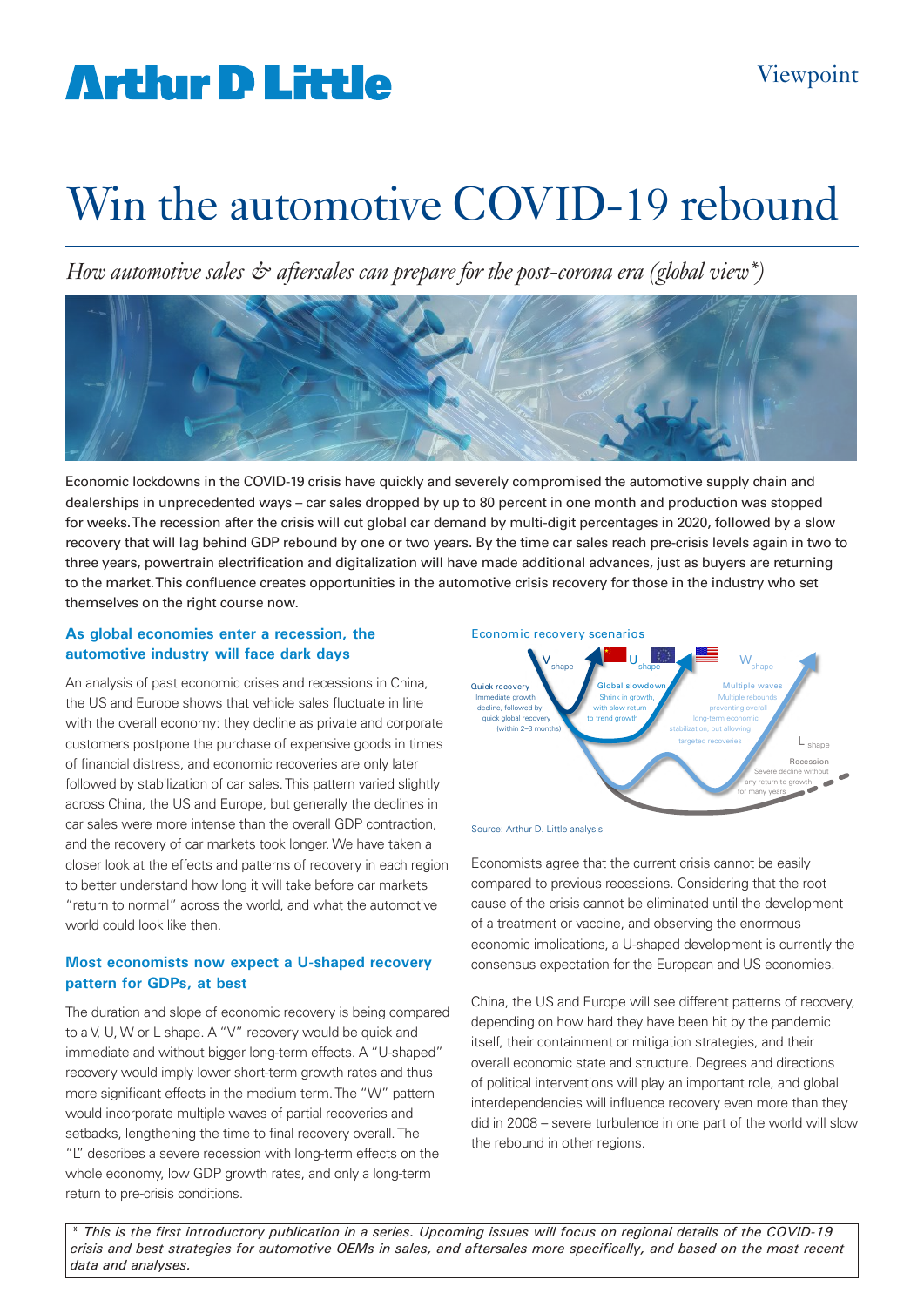Viewpoint

# Win the automotive COVID-19 rebound

*How automotive sales & aftersales can prepare for the post-corona era (global view\*)*

Economic lockdowns in the COVID-19 crisis have quickly and severely compromised the automotive supply chain and dealerships in unprecedented ways – car sales dropped by up to 80 percent in one month and production was stopped for weeks. The recession after the crisis will cut global car demand by multi-digit percentages in 2020, followed by a slow recovery that will lag behind GDP rebound by one or two years. By the time car sales reach pre-crisis levels again in two to three years, powertrain electrification and digitalization will have made additional advances, just as buyers are returning to the market. This confluence creates opportunities in the automotive crisis recovery for those in the industry who set themselves on the right course now.

## As global economies enter a recession, the automotive industry will face dark days

An analysis of past economic crises and recessions in China, the US and Europe shows that vehicle sales fluctuate in line with the overall economy: they decline as private and corporate customers postpone the purchase of expensive goods in times of financial distress, and economic recoveries are only later followed by stabilization of car sales. This pattern varied slightly across China, the US and Europe, but generally the declines in car sales were more intense than the overall GDP contraction, and the recovery of car markets took longer. We have taken a closer look at the effects and patterns of recovery in each region to better understand how long it will take before car markets "return to normal" across the world, and what the automotive world could look like then.

## Most economists now expect a U-shaped recovery pattern for GDPs, at best

The duration and slope of economic recovery is being compared to a V, U, W or L shape. A "V" recovery would be quick and immediate and without bigger long-term effects. A "U-shaped" recovery would imply lower short-term growth rates and thus more significant effects in the medium term. The "W" pattern would incorporate multiple waves of partial recoveries and setbacks, lengthening the time to final recovery overall. The "L" describes a severe recession with long-term effects on the whole economy, low GDP growth rates, and only a long-term return to pre-crisis conditions.

Economic recovery scenarios

- V shape — Quick recovery: Immediate growth decline, followed by quick global recovery (within 2–3 months)
- U shape — Global slowdown: Shrink in growth, with slow return to trend growth
- W shape — Multiple waves: Multiple rebounds preventing overall long-term economic stabilization, but allowing targeted recoveries
- L shape — Recession: Severe decline without any return to growth for many years

Source: Arthur D. Little analysis

Economists agree that the current crisis cannot be easily compared to previous recessions. Considering that the root cause of the crisis cannot be eliminated until the development of a treatment or vaccine, and observing the enormous economic implications, a U-shaped development is currently the consensus expectation for the European and US economies.

China, the US and Europe will see different patterns of recovery, depending on how hard they have been hit by the pandemic itself, their containment or mitigation strategies, and their overall economic state and structure. Degrees and directions of political interventions will play an important role, and global interdependencies will influence recovery even more than they did in 2008 – severe turbulence in one part of the world will slow the rebound in other regions.

*\* This is the first introductory publication in a series. Upcoming issues will focus on regional details of the COVID-19 crisis and best strategies for automotive OEMs in sales, and aftersales more specifically, and based on the most recent data and analyses.*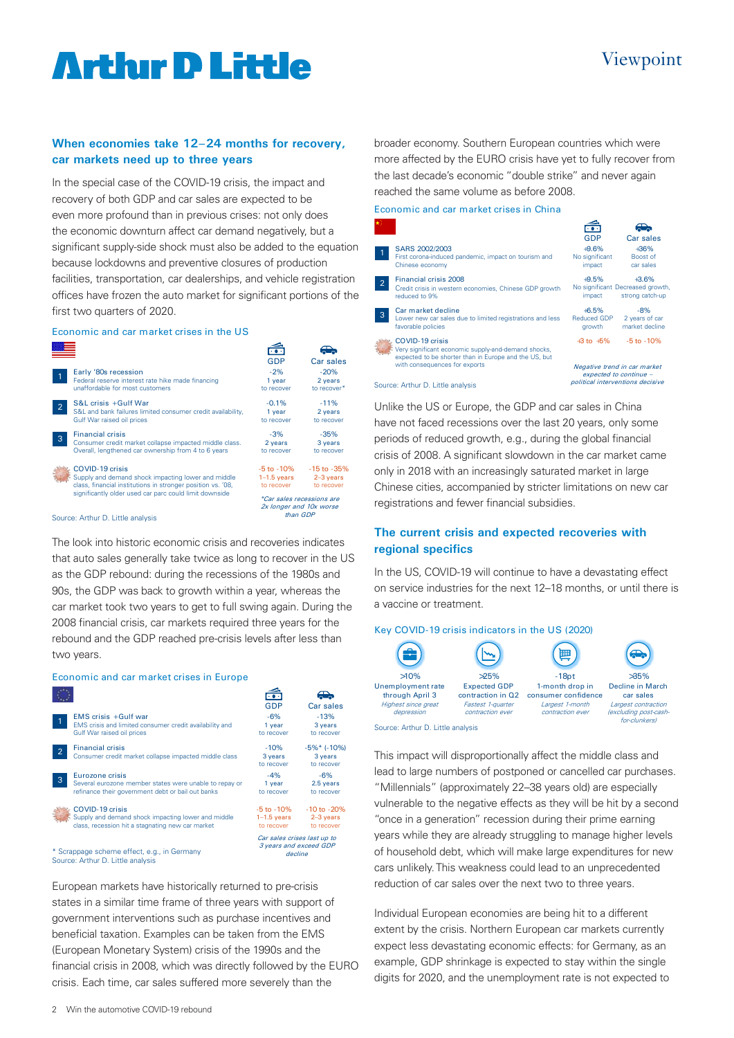## When economies take 12–24 months for recovery, car markets need up to three years

In the special case of the COVID-19 crisis, the impact and recovery of both GDP and car sales are expected to be even more profound than in previous crises: not only does the economic downturn affect car demand negatively, but a significant supply-side shock must also be added to the equation because lockdowns and preventive closures of production facilities, transportation, car dealerships, and vehicle registration offices have frozen the auto market for significant portions of the first two quarters of 2020.

**Economic and car market crises in the US**

| # | Crisis | GDP | Car sales |
|---|---|---|---|
| 1 | Early '80s recession<br>Federal reserve interest rate hike made financing unaffordable for most customers | -2%<br>1 year to recover | -20%<br>2 years to recover* |
| 2 | S&L crisis +Gulf War<br>S&L and bank failures limited consumer credit availability, Gulf War raised oil prices | -0.1%<br>1 year to recover | -11%<br>2 years to recover |
| 3 | Financial crisis<br>Consumer credit market collapse impacted middle class. Overall, lengthened car ownership from 4 to 6 years | -3%<br>2 years to recover | -35%<br>3 years to recover |
| | COVID-19 crisis<br>Supply and demand shock impacting lower and middle class, financial institutions in stronger position vs. '08, significantly older used car parc could limit downside | -5 to -10%<br>1–1.5 years to recover | -15 to -35%<br>2–3 years to recover |

*Car sales recessions are 2x longer and 10x worse than GDP*

Source: Arthur D. Little analysis

The look into historic economic crisis and recoveries indicates that auto sales generally take twice as long to recover in the US as the GDP rebound: during the recessions of the 1980s and 90s, the GDP was back to growth within a year, whereas the car market took two years to get to full swing again. During the 2008 financial crisis, car markets required three years for the rebound and the GDP reached pre-crisis levels after less than two years.

**Economic and car market crises in Europe**

| # | Crisis | GDP | Car sales |
|---|---|---|---|
| 1 | EMS crisis +Gulf war<br>EMS crisis and limited consumer credit availability and Gulf War raised oil prices | -6%<br>1 year to recover | -13%<br>3 years to recover |
| 2 | Financial crisis<br>Consumer credit market collapse impacted middle class | -10%<br>3 years to recover | -5%* (-10%)<br>3 years to recover |
| 3 | Eurozone crisis<br>Several eurozone member states were unable to repay or refinance their government debt or bail out banks | -4%<br>1 year to recover | -6%<br>2.5 years to recover |
| | COVID-19 crisis<br>Supply and demand shock impacting lower and middle class, recession hit a stagnating new car market | -5 to -10%<br>1–1.5 years to recover | -10 to -20%<br>2–3 years to recover |

*Car sales crises last up to 3 years and exceed GDP decline*

\* Scrappage scheme effect, e.g., in Germany
Source: Arthur D. Little analysis

European markets have historically returned to pre-crisis states in a similar time frame of three years with support of government interventions such as purchase incentives and beneficial taxation. Examples can be taken from the EMS (European Monetary System) crisis of the 1990s and the financial crisis in 2008, which was directly followed by the EURO crisis. Each time, car sales suffered more severely than the broader economy. Southern European countries which were more affected by the EURO crisis have yet to fully recover from the last decade's economic "double strike" and never again reached the same volume as before 2008.

**Economic and car market crises in China**

| # | Crisis | GDP | Car sales |
|---|---|---|---|
| 1 | SARS 2002/2003<br>First corona-induced pandemic, impact on tourism and Chinese economy | +9.6%<br>No significant impact | +36%<br>Boost of car sales |
| 2 | Financial crisis 2008<br>Credit crisis in western economies, Chinese GDP growth reduced to 9% | +9.5%<br>No significant impact | +3.6%<br>Decreased growth, strong catch-up |
| 3 | Car market decline<br>Lower new car sales due to limited registrations and less favorable policies | +6.5%<br>Reduced GDP growth | -8%<br>2 years of car market decline |
| | COVID-19 crisis<br>Very significant economic supply-and-demand shocks, expected to be shorter than in Europe and the US, but with consequences for exports | +3 to +5% | -5 to -10% |

*Negative trend in car market expected to continue – political interventions decisive*

Source: Arthur D. Little analysis

Unlike the US or Europe, the GDP and car sales in China have not faced recessions over the last 20 years, only some periods of reduced growth, e.g., during the global financial crisis of 2008. A significant slowdown in the car market came only in 2018 with an increasingly saturated market in large Chinese cities, accompanied by stricter limitations on new car registrations and fewer financial subsidies.

## The current crisis and expected recoveries with regional specifics

In the US, COVID-19 will continue to have a devastating effect on service industries for the next 12–18 months, or until there is a vaccine or treatment.

**Key COVID-19 crisis indicators in the US (2020)**

| >10% | >25% | -18pt | >35% |
|---|---|---|---|
| Unemployment rate through April 3 | Expected GDP contraction in Q2 | 1-month drop in consumer confidence | Decline in March car sales |
| *Highest since great depression* | *Fastest 1-quarter contraction ever* | *Largest 1-month contraction ever* | *Largest contraction (excluding post-cash-for-clunkers)* |

Source: Arthur D. Little analysis

This impact will disproportionally affect the middle class and lead to large numbers of postponed or cancelled car purchases. "Millennials" (approximately 22–38 years old) are especially vulnerable to the negative effects as they will be hit by a second "once in a generation" recession during their prime earning years while they are already struggling to manage higher levels of household debt, which will make large expenditures for new cars unlikely. This weakness could lead to an unprecedented reduction of car sales over the next two to three years.

Individual European economies are being hit to a different extent by the crisis. Northern European car markets currently expect less devastating economic effects: for Germany, as an example, GDP shrinkage is expected to stay within the single digits for 2020, and the unemployment rate is not expected to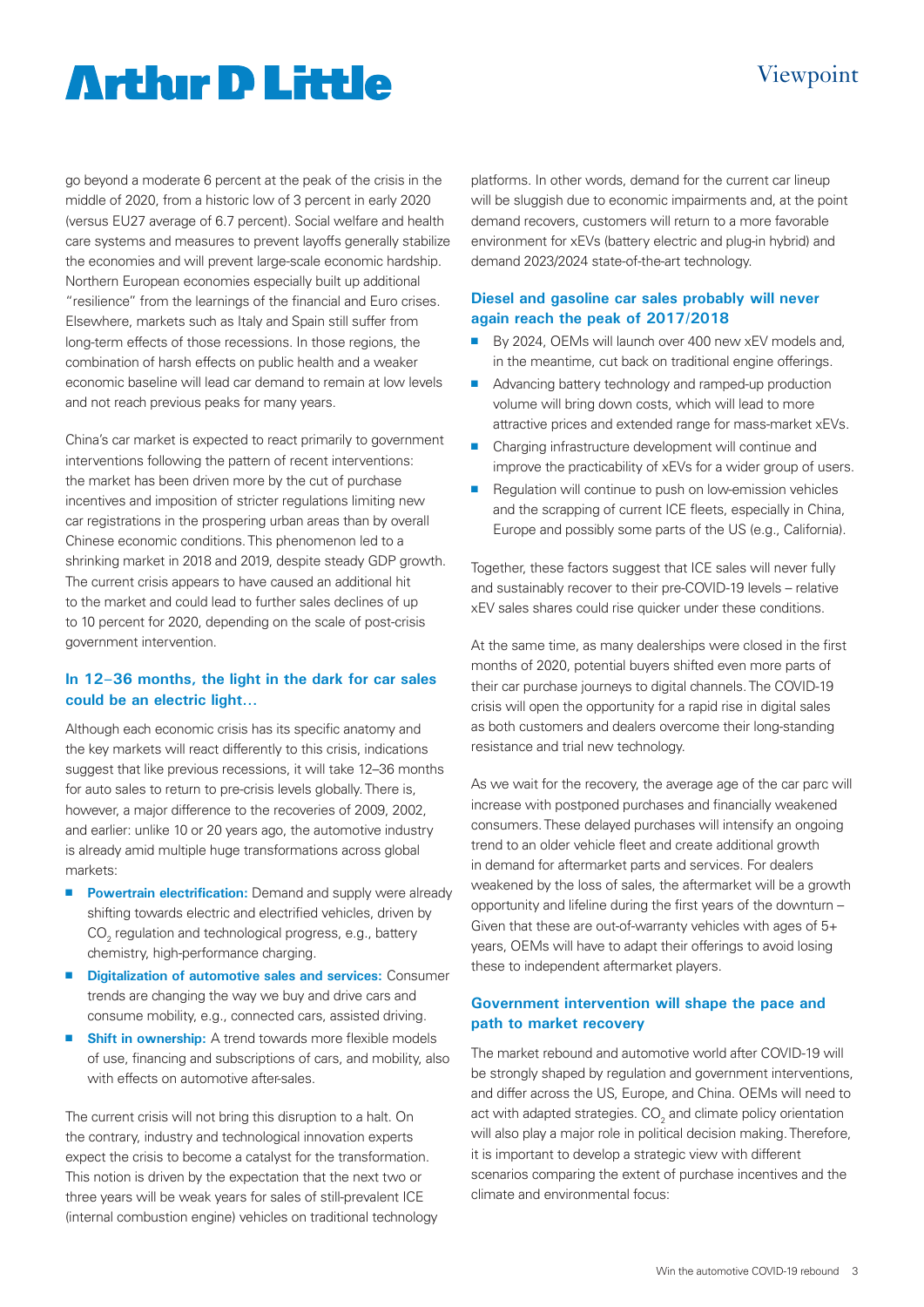go beyond a moderate 6 percent at the peak of the crisis in the middle of 2020, from a historic low of 3 percent in early 2020 (versus EU27 average of 6.7 percent). Social welfare and health care systems and measures to prevent layoffs generally stabilize the economies and will prevent large-scale economic hardship. Northern European economies especially built up additional "resilience" from the learnings of the financial and Euro crises. Elsewhere, markets such as Italy and Spain still suffer from long-term effects of those recessions. In those regions, the combination of harsh effects on public health and a weaker economic baseline will lead car demand to remain at low levels and not reach previous peaks for many years.

China's car market is expected to react primarily to government interventions following the pattern of recent interventions: the market has been driven more by the cut of purchase incentives and imposition of stricter regulations limiting new car registrations in the prospering urban areas than by overall Chinese economic conditions. This phenomenon led to a shrinking market in 2018 and 2019, despite steady GDP growth. The current crisis appears to have caused an additional hit to the market and could lead to further sales declines of up to 10 percent for 2020, depending on the scale of post-crisis government intervention.

## In 12–36 months, the light in the dark for car sales could be an electric light…

Although each economic crisis has its specific anatomy and the key markets will react differently to this crisis, indications suggest that like previous recessions, it will take 12–36 months for auto sales to return to pre-crisis levels globally. There is, however, a major difference to the recoveries of 2009, 2002, and earlier: unlike 10 or 20 years ago, the automotive industry is already amid multiple huge transformations across global markets:

- **Powertrain electrification:** Demand and supply were already shifting towards electric and electrified vehicles, driven by $CO_2$ regulation and technological progress, e.g., battery chemistry, high-performance charging.
- **Digitalization of automotive sales and services:** Consumer trends are changing the way we buy and drive cars and consume mobility, e.g., connected cars, assisted driving.
- **Shift in ownership:** A trend towards more flexible models of use, financing and subscriptions of cars, and mobility, also with effects on automotive after-sales.

The current crisis will not bring this disruption to a halt. On the contrary, industry and technological innovation experts expect the crisis to become a catalyst for the transformation. This notion is driven by the expectation that the next two or three years will be weak years for sales of still-prevalent ICE (internal combustion engine) vehicles on traditional technology platforms. In other words, demand for the current car lineup will be sluggish due to economic impairments and, at the point demand recovers, customers will return to a more favorable environment for xEVs (battery electric and plug-in hybrid) and demand 2023/2024 state-of-the-art technology.

## Diesel and gasoline car sales probably will never again reach the peak of 2017/2018

- By 2024, OEMs will launch over 400 new xEV models and, in the meantime, cut back on traditional engine offerings.
- Advancing battery technology and ramped-up production volume will bring down costs, which will lead to more attractive prices and extended range for mass-market xEVs.
- Charging infrastructure development will continue and improve the practicability of xEVs for a wider group of users.
- Regulation will continue to push on low-emission vehicles and the scrapping of current ICE fleets, especially in China, Europe and possibly some parts of the US (e.g., California).

Together, these factors suggest that ICE sales will never fully and sustainably recover to their pre-COVID-19 levels – relative xEV sales shares could rise quicker under these conditions.

At the same time, as many dealerships were closed in the first months of 2020, potential buyers shifted even more parts of their car purchase journeys to digital channels. The COVID-19 crisis will open the opportunity for a rapid rise in digital sales as both customers and dealers overcome their long-standing resistance and trial new technology.

As we wait for the recovery, the average age of the car parc will increase with postponed purchases and financially weakened consumers. These delayed purchases will intensify an ongoing trend to an older vehicle fleet and create additional growth in demand for aftermarket parts and services. For dealers weakened by the loss of sales, the aftermarket will be a growth opportunity and lifeline during the first years of the downturn – Given that these are out-of-warranty vehicles with ages of 5+ years, OEMs will have to adapt their offerings to avoid losing these to independent aftermarket players.

## Government intervention will shape the pace and path to market recovery

The market rebound and automotive world after COVID-19 will be strongly shaped by regulation and government interventions, and differ across the US, Europe, and China. OEMs will need to act with adapted strategies. $CO_2$ and climate policy orientation will also play a major role in political decision making. Therefore, it is important to develop a strategic view with different scenarios comparing the extent of purchase incentives and the climate and environmental focus: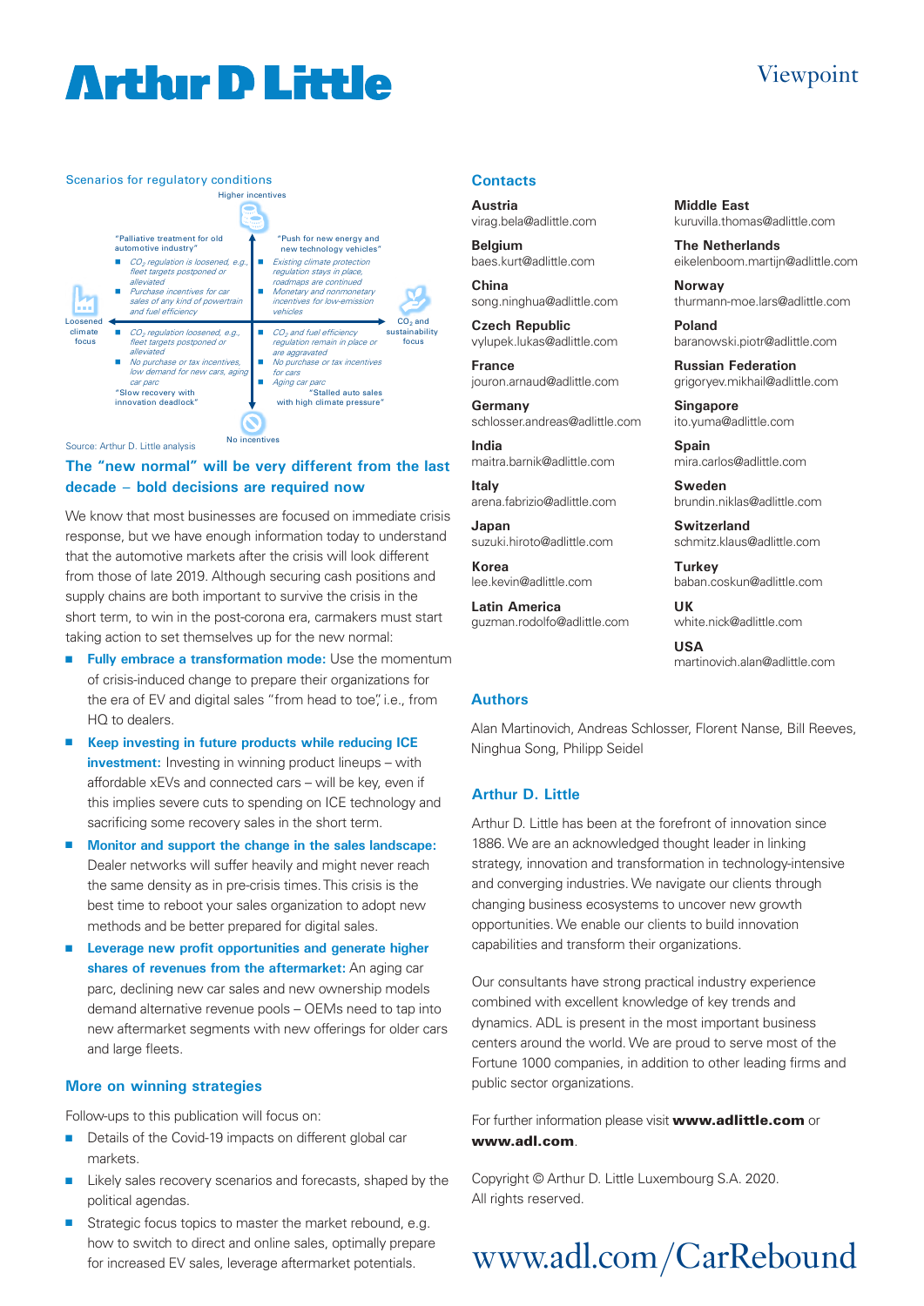# Arthur D Little

Viewpoint

Scenarios for regulatory conditions

Higher incentives

"Palliative treatment for old automotive industry"

- $CO_2$ regulation is loosened, e.g., fleet targets postponed or alleviated
- Purchase incentives for car sales of any kind of powertrain and fuel efficiency

"Push for new energy and new technology vehicles"

- Existing climate protection regulation stays in place, roadmaps are continued
- Monetary and nonmonetary incentives for low-emission vehicles

Loosened climate focus

$CO_2$ and sustainability focus

- $CO_2$ regulation loosened, e.g., fleet targets postponed or alleviated
- No purchase or tax incentives, low demand for new cars, aging car parc

"Slow recovery with innovation deadlock"

- $CO_2$ and fuel efficiency regulation remain in place or are aggravated
- No purchase or tax incentives for cars
- Aging car parc

"Stalled auto sales with high climate pressure"

No incentives

Source: Arthur D. Little analysis

## The "new normal" will be very different from the last decade – bold decisions are required now

We know that most businesses are focused on immediate crisis response, but we have enough information today to understand that the automotive markets after the crisis will look different from those of late 2019. Although securing cash positions and supply chains are both important to survive the crisis in the short term, to win in the post-corona era, carmakers must start taking action to set themselves up for the new normal:

- **Fully embrace a transformation mode:** Use the momentum of crisis-induced change to prepare their organizations for the era of EV and digital sales "from head to toe", i.e., from HQ to dealers.
- **Keep investing in future products while reducing ICE investment:** Investing in winning product lineups – with affordable xEVs and connected cars – will be key, even if this implies severe cuts to spending on ICE technology and sacrificing some recovery sales in the short term.
- **Monitor and support the change in the sales landscape:** Dealer networks will suffer heavily and might never reach the same density as in pre-crisis times. This crisis is the best time to reboot your sales organization to adopt new methods and be better prepared for digital sales.
- **Leverage new profit opportunities and generate higher shares of revenues from the aftermarket:** An aging car parc, declining new car sales and new ownership models demand alternative revenue pools – OEMs need to tap into new aftermarket segments with new offerings for older cars and large fleets.

## More on winning strategies

Follow-ups to this publication will focus on:

- Details of the Covid-19 impacts on different global car markets.
- Likely sales recovery scenarios and forecasts, shaped by the political agendas.
- Strategic focus topics to master the market rebound, e.g. how to switch to direct and online sales, optimally prepare for increased EV sales, leverage aftermarket potentials.

## Contacts

**Austria**
virag.bela@adlittle.com

**Belgium**
baes.kurt@adlittle.com

**China**
song.ninghua@adlittle.com

**Czech Republic**
vylupek.lukas@adlittle.com

**France**
jouron.arnaud@adlittle.com

**Germany**
schlosser.andreas@adlittle.com

**India**
maitra.barnik@adlittle.com

**Italy**
arena.fabrizio@adlittle.com

**Japan**
suzuki.hiroto@adlittle.com

**Korea**
lee.kevin@adlittle.com

**Latin America**
guzman.rodolfo@adlittle.com

**Middle East**
kuruvilla.thomas@adlittle.com

**The Netherlands**
eikelenboom.martijn@adlittle.com

**Norway**
thurmann-moe.lars@adlittle.com

**Poland**
baranowski.piotr@adlittle.com

**Russian Federation**
grigoryev.mikhail@adlittle.com

**Singapore**
ito.yuma@adlittle.com

**Spain**
mira.carlos@adlittle.com

**Sweden**
brundin.niklas@adlittle.com

**Switzerland**
schmitz.klaus@adlittle.com

**Turkey**
baban.coskun@adlittle.com

**UK**
white.nick@adlittle.com

**USA**
martinovich.alan@adlittle.com

## Authors

Alan Martinovich, Andreas Schlosser, Florent Nanse, Bill Reeves, Ninghua Song, Philipp Seidel

## Arthur D. Little

Arthur D. Little has been at the forefront of innovation since 1886. We are an acknowledged thought leader in linking strategy, innovation and transformation in technology-intensive and converging industries. We navigate our clients through changing business ecosystems to uncover new growth opportunities. We enable our clients to build innovation capabilities and transform their organizations.

Our consultants have strong practical industry experience combined with excellent knowledge of key trends and dynamics. ADL is present in the most important business centers around the world. We are proud to serve most of the Fortune 1000 companies, in addition to other leading firms and public sector organizations.

For further information please visit **www.adlittle.com** or **www.adl.com**.

Copyright © Arthur D. Little Luxembourg S.A. 2020. All rights reserved.

www.adl.com/CarRebound